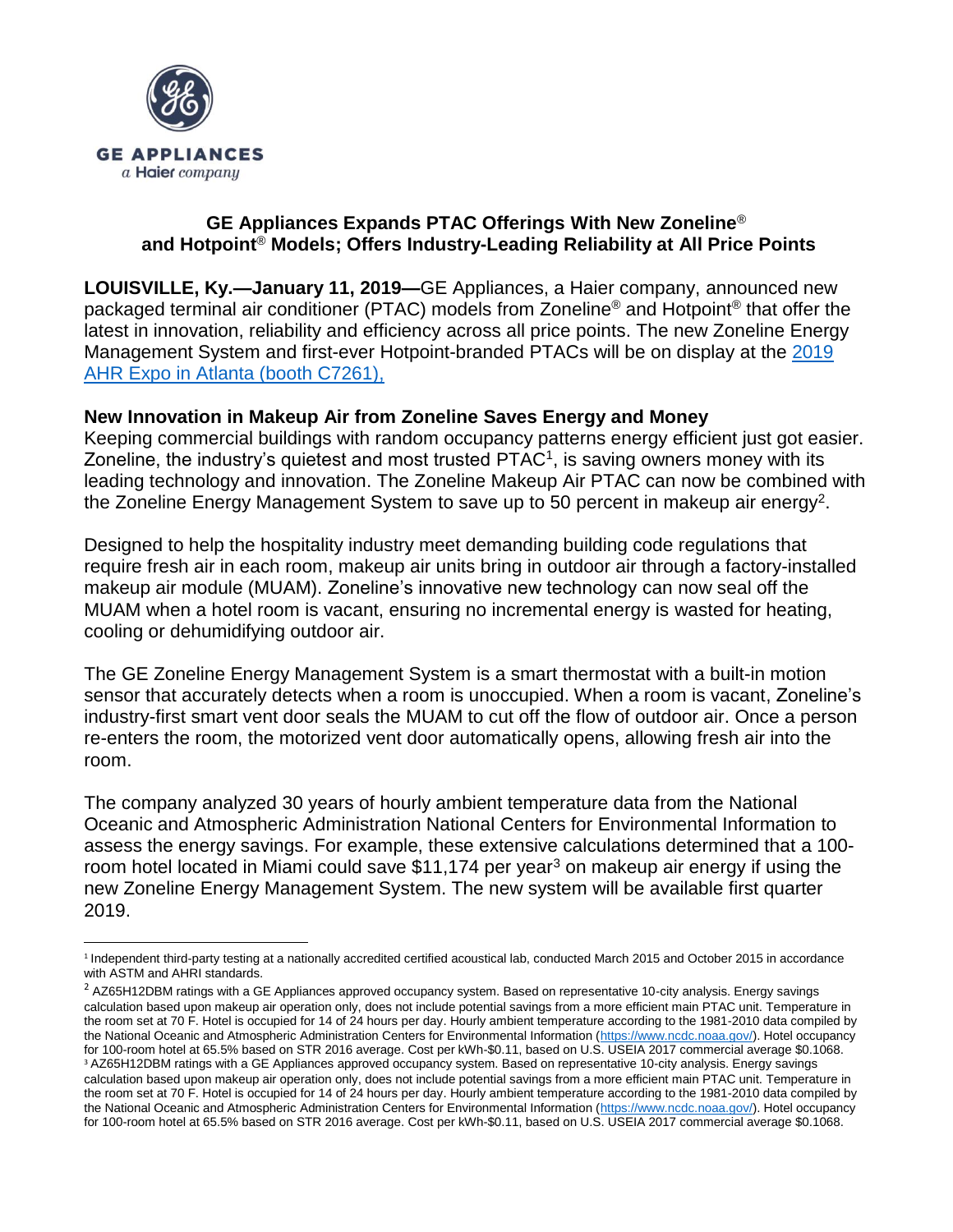GE APPLIANCES
a Haier company

## GE Appliances Expands PTAC Offerings With New Zoneline® and Hotpoint® Models; Offers Industry-Leading Reliability at All Price Points

**LOUISVILLE, Ky.—January 11, 2019—**GE Appliances, a Haier company, announced new packaged terminal air conditioner (PTAC) models from Zoneline® and Hotpoint® that offer the latest in innovation, reliability and efficiency across all price points. The new Zoneline Energy Management System and first-ever Hotpoint-branded PTACs will be on display at the [2019 AHR Expo in Atlanta (booth C7261),](#)

**New Innovation in Makeup Air from Zoneline Saves Energy and Money**
Keeping commercial buildings with random occupancy patterns energy efficient just got easier. Zoneline, the industry's quietest and most trusted PTAC[1], is saving owners money with its leading technology and innovation. The Zoneline Makeup Air PTAC can now be combined with the Zoneline Energy Management System to save up to 50 percent in makeup air energy[2].

Designed to help the hospitality industry meet demanding building code regulations that require fresh air in each room, makeup air units bring in outdoor air through a factory-installed makeup air module (MUAM). Zoneline's innovative new technology can now seal off the MUAM when a hotel room is vacant, ensuring no incremental energy is wasted for heating, cooling or dehumidifying outdoor air.

The GE Zoneline Energy Management System is a smart thermostat with a built-in motion sensor that accurately detects when a room is unoccupied. When a room is vacant, Zoneline's industry-first smart vent door seals the MUAM to cut off the flow of outdoor air. Once a person re-enters the room, the motorized vent door automatically opens, allowing fresh air into the room.

The company analyzed 30 years of hourly ambient temperature data from the National Oceanic and Atmospheric Administration National Centers for Environmental Information to assess the energy savings. For example, these extensive calculations determined that a 100-room hotel located in Miami could save $11,174 per year[3] on makeup air energy if using the new Zoneline Energy Management System. The new system will be available first quarter 2019.

---

[1] Independent third-party testing at a nationally accredited certified acoustical lab, conducted March 2015 and October 2015 in accordance with ASTM and AHRI standards.

[2] AZ65H12DBM ratings with a GE Appliances approved occupancy system. Based on representative 10-city analysis. Energy savings calculation based upon makeup air operation only, does not include potential savings from a more efficient main PTAC unit. Temperature in the room set at 70 F. Hotel is occupied for 14 of 24 hours per day. Hourly ambient temperature according to the 1981-2010 data compiled by the National Oceanic and Atmospheric Administration Centers for Environmental Information (https://www.ncdc.noaa.gov/). Hotel occupancy for 100-room hotel at 65.5% based on STR 2016 average. Cost per kWh-$0.11, based on U.S. USEIA 2017 commercial average $0.1068.

[3] AZ65H12DBM ratings with a GE Appliances approved occupancy system. Based on representative 10-city analysis. Energy savings calculation based upon makeup air operation only, does not include potential savings from a more efficient main PTAC unit. Temperature in the room set at 70 F. Hotel is occupied for 14 of 24 hours per day. Hourly ambient temperature according to the 1981-2010 data compiled by the National Oceanic and Atmospheric Administration Centers for Environmental Information (https://www.ncdc.noaa.gov/). Hotel occupancy for 100-room hotel at 65.5% based on STR 2016 average. Cost per kWh-$0.11, based on U.S. USEIA 2017 commercial average $0.1068.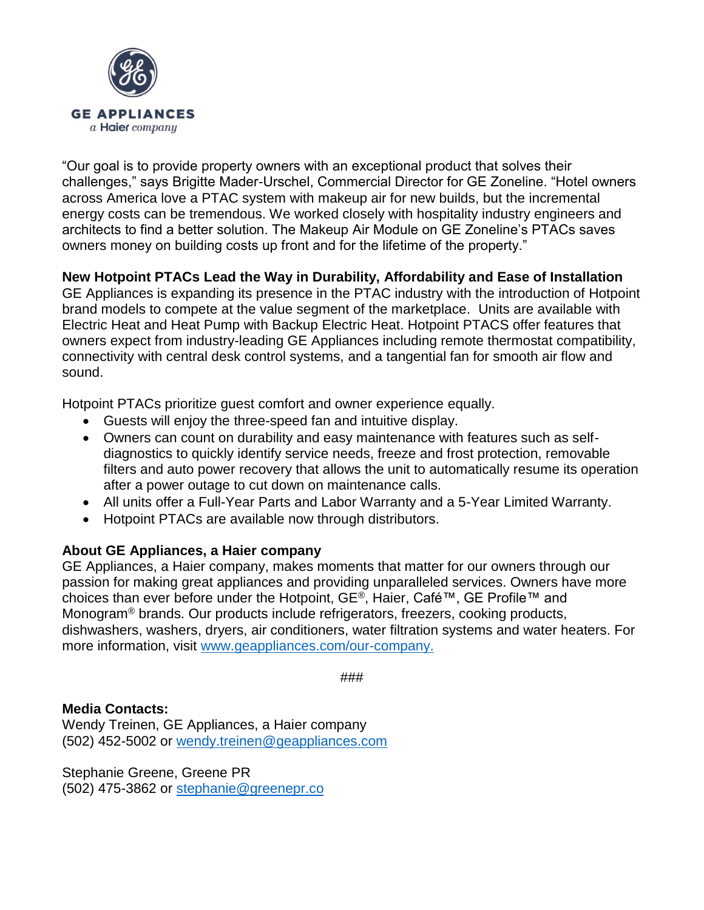GE APPLIANCES
*a Haier company*

"Our goal is to provide property owners with an exceptional product that solves their challenges," says Brigitte Mader-Urschel, Commercial Director for GE Zoneline. "Hotel owners across America love a PTAC system with makeup air for new builds, but the incremental energy costs can be tremendous. We worked closely with hospitality industry engineers and architects to find a better solution. The Makeup Air Module on GE Zoneline's PTACs saves owners money on building costs up front and for the lifetime of the property."

**New Hotpoint PTACs Lead the Way in Durability, Affordability and Ease of Installation**
GE Appliances is expanding its presence in the PTAC industry with the introduction of Hotpoint brand models to compete at the value segment of the marketplace. Units are available with Electric Heat and Heat Pump with Backup Electric Heat. Hotpoint PTACS offer features that owners expect from industry-leading GE Appliances including remote thermostat compatibility, connectivity with central desk control systems, and a tangential fan for smooth air flow and sound.

Hotpoint PTACs prioritize guest comfort and owner experience equally.

- Guests will enjoy the three-speed fan and intuitive display.
- Owners can count on durability and easy maintenance with features such as self-diagnostics to quickly identify service needs, freeze and frost protection, removable filters and auto power recovery that allows the unit to automatically resume its operation after a power outage to cut down on maintenance calls.
- All units offer a Full-Year Parts and Labor Warranty and a 5-Year Limited Warranty.
- Hotpoint PTACs are available now through distributors.

**About GE Appliances, a Haier company**
GE Appliances, a Haier company, makes moments that matter for our owners through our passion for making great appliances and providing unparalleled services. Owners have more choices than ever before under the Hotpoint, GE®, Haier, Café™, GE Profile™ and Monogram® brands. Our products include refrigerators, freezers, cooking products, dishwashers, washers, dryers, air conditioners, water filtration systems and water heaters. For more information, visit www.geappliances.com/our-company.

###

**Media Contacts:**
Wendy Treinen, GE Appliances, a Haier company
(502) 452-5002 or wendy.treinen@geappliances.com

Stephanie Greene, Greene PR
(502) 475-3862 or stephanie@greenepr.co